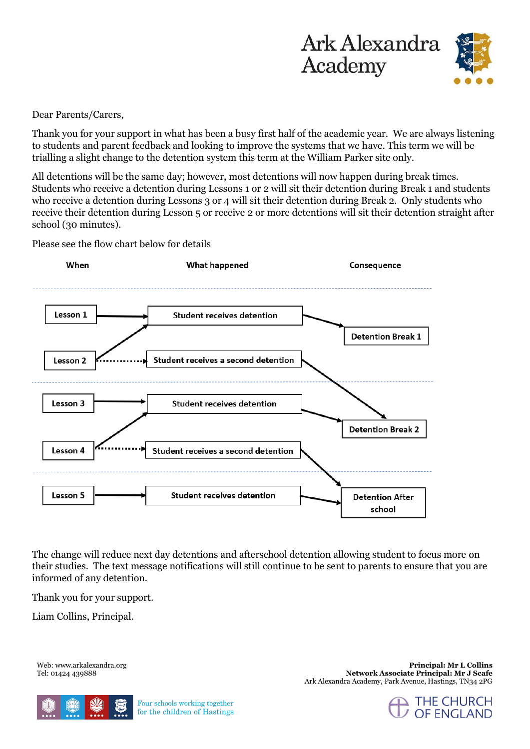# Ark Alexandra Academy

Dear Parents/Carers,

Thank you for your support in what has been a busy first half of the academic year. We are always listening to students and parent feedback and looking to improve the systems that we have. This term we will be trialling a slight change to the detention system this term at the William Parker site only.

All detentions will be the same day; however, most detentions will now happen during break times. Students who receive a detention during Lessons 1 or 2 will sit their detention during Break 1 and students who receive a detention during Lessons 3 or 4 will sit their detention during Break 2. Only students who receive their detention during Lesson 5 or receive 2 or more detentions will sit their detention straight after school (30 minutes).

Please see the flow chart below for details

| When | What happened | Consequence |
|---|---|---|
| Lesson 1 | Student receives detention | Detention Break 1 |
| Lesson 2 | Student receives detention | Detention Break 1 |
| Lesson 2 | Student receives a second detention | Detention Break 2 |
| Lesson 3 | Student receives detention | Detention Break 2 |
| Lesson 4 | Student receives detention | Detention Break 2 |
| Lesson 4 | Student receives a second detention | Detention After school |
| Lesson 5 | Student receives detention | Detention After school |

The change will reduce next day detentions and afterschool detention allowing student to focus more on their studies. The text message notifications will still continue to be sent to parents to ensure that you are informed of any detention.

Thank you for your support.

Liam Collins, Principal.

Web: www.arkalexandra.org
Tel: 01424 439888

**Principal: Mr L Collins**
**Network Associate Principal: Mr J Scafe**
Ark Alexandra Academy, Park Avenue, Hastings, TN34 2PG

Four schools working together for the children of Hastings

THE CHURCH OF ENGLAND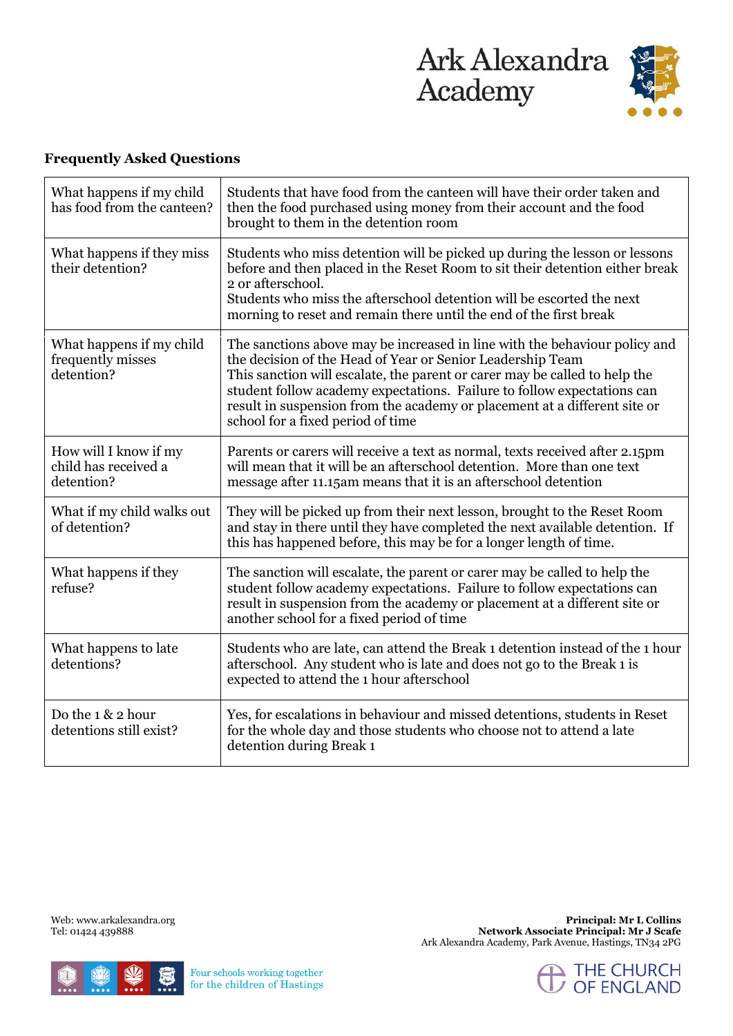# Ark Alexandra Academy

**Frequently Asked Questions**

| | |
|---|---|
| What happens if my child has food from the canteen? | Students that have food from the canteen will have their order taken and then the food purchased using money from their account and the food brought to them in the detention room |
| What happens if they miss their detention? | Students who miss detention will be picked up during the lesson or lessons before and then placed in the Reset Room to sit their detention either break 2 or afterschool.<br>Students who miss the afterschool detention will be escorted the next morning to reset and remain there until the end of the first break |
| What happens if my child frequently misses detention? | The sanctions above may be increased in line with the behaviour policy and the decision of the Head of Year or Senior Leadership Team<br>This sanction will escalate, the parent or carer may be called to help the student follow academy expectations. Failure to follow expectations can result in suspension from the academy or placement at a different site or school for a fixed period of time |
| How will I know if my child has received a detention? | Parents or carers will receive a text as normal, texts received after 2.15pm will mean that it will be an afterschool detention. More than one text message after 11.15am means that it is an afterschool detention |
| What if my child walks out of detention? | They will be picked up from their next lesson, brought to the Reset Room and stay in there until they have completed the next available detention. If this has happened before, this may be for a longer length of time. |
| What happens if they refuse? | The sanction will escalate, the parent or carer may be called to help the student follow academy expectations. Failure to follow expectations can result in suspension from the academy or placement at a different site or another school for a fixed period of time |
| What happens to late detentions? | Students who are late, can attend the Break 1 detention instead of the 1 hour afterschool. Any student who is late and does not go to the Break 1 is expected to attend the 1 hour afterschool |
| Do the 1 & 2 hour detentions still exist? | Yes, for escalations in behaviour and missed detentions, students in Reset for the whole day and those students who choose not to attend a late detention during Break 1 |

Web: www.arkalexandra.org
Tel: 01424 439888

**Principal: Mr L Collins**
**Network Associate Principal: Mr J Scafe**
Ark Alexandra Academy, Park Avenue, Hastings, TN34 2PG

Four schools working together for the children of Hastings

THE CHURCH OF ENGLAND